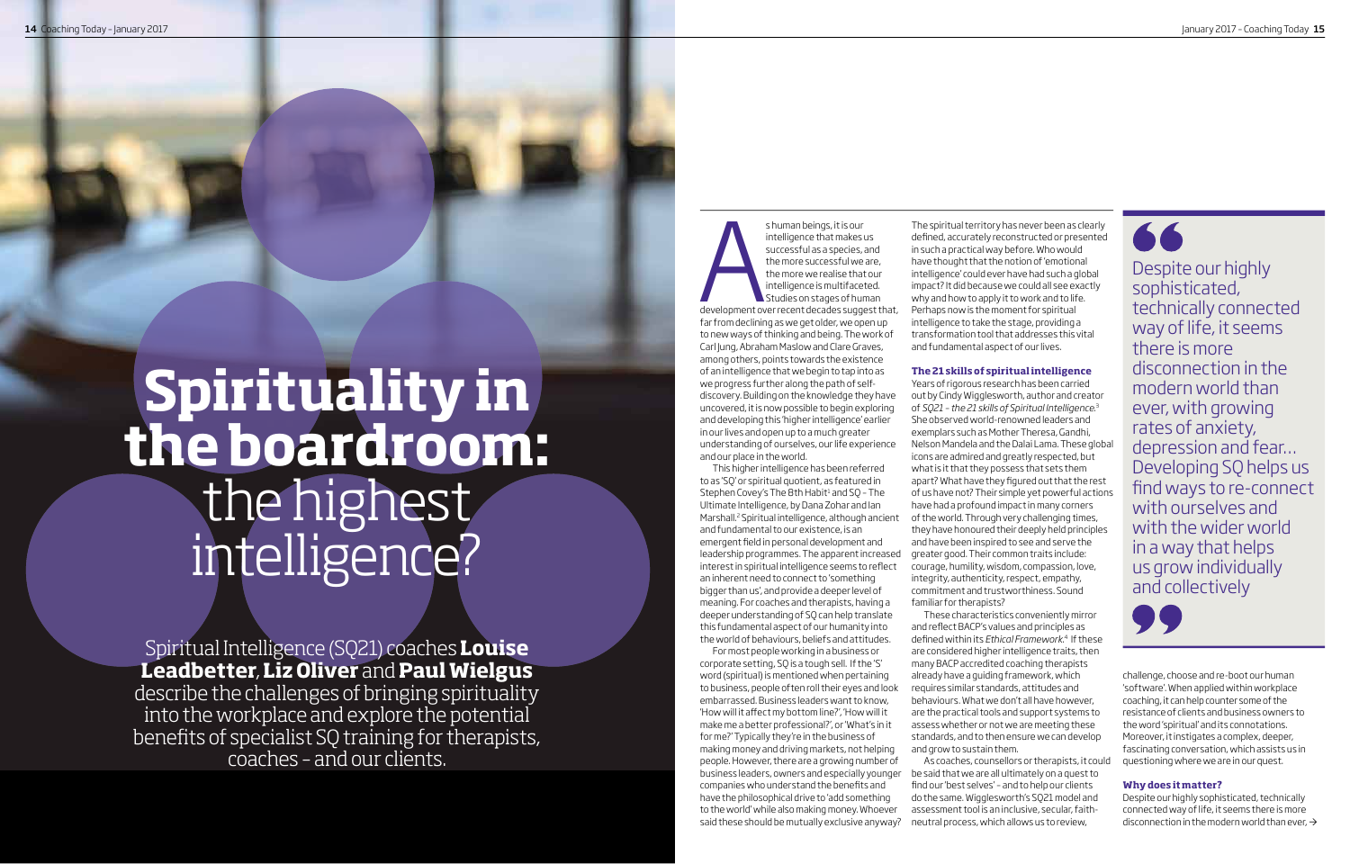# Spirituality in the boardroom: the highest intelligence?

Spiritual Intelligence (SQ21) coaches **Louise Leadbetter**, **Liz Oliver** and **Paul Wielgus** describe the challenges of bringing spirituality into the workplace and explore the potential benefits of specialist SQ training for therapists, coaches – and our clients.

As human beings, it is our intelligence that makes us successful as a species, and the more successful we are, the more we realise that our intelligence is multifaceted. Studies on stages of human development over recent decades suggest that, far from declining as we get older, we open up to new ways of thinking and being. The work of Carl Jung, Abraham Maslow and Clare Graves, among others, points towards the existence of an intelligence that we begin to tap into as we progress further along the path of self-discovery. Building on the knowledge they have uncovered, it is now possible to begin exploring and developing this 'higher intelligence' earlier in our lives and open up to a much greater understanding of ourselves, our life experience and our place in the world.

This higher intelligence has been referred to as 'SQ' or spiritual quotient, as featured in Stephen Covey's The 8th Habit[1] and SQ – The Ultimate Intelligence, by Dana Zohar and Ian Marshall.[2] Spiritual intelligence, although ancient and fundamental to our existence, is an emergent field in personal development and leadership programmes. The apparent increased interest in spiritual intelligence seems to reflect an inherent need to connect to 'something bigger than us', and provide a deeper level of meaning. For coaches and therapists, having a deeper understanding of SQ can help translate this fundamental aspect of our humanity into the world of behaviours, beliefs and attitudes.

For most people working in a business or corporate setting, SQ is a tough sell. If the 'S' word (spiritual) is mentioned when pertaining to business, people often roll their eyes and look embarrassed. Business leaders want to know, 'How will it affect my bottom line?', 'How will it make me a better professional?', or 'What's in it for me?' Typically they're in the business of making money and driving markets, not helping people. However, there are a growing number of business leaders, owners and especially younger companies who understand the benefits and have the philosophical drive to 'add something to the world' while also making money. Whoever said these should be mutually exclusive anyway?

The spiritual territory has never been as clearly defined, accurately reconstructed or presented in such a practical way before. Who would have thought that the notion of 'emotional intelligence' could ever have had such a global impact? It did because we could all see exactly why and how to apply it to work and to life. Perhaps now is the moment for spiritual intelligence to take the stage, providing a transformation tool that addresses this vital and fundamental aspect of our lives.

### The 21 skills of spiritual intelligence

Years of rigorous research has been carried out by Cindy Wigglesworth, author and creator of *SQ21 – the 21 skills of Spiritual Intelligence.*[3] She observed world-renowned leaders and exemplars such as Mother Theresa, Gandhi, Nelson Mandela and the Dalai Lama. These global icons are admired and greatly respected, but what is it that they possess that sets them apart? What have they figured out that the rest of us have not? Their simple yet powerful actions have had a profound impact in many corners of the world. Through very challenging times, they have honoured their deeply held principles and have been inspired to see and serve the greater good. Their common traits include: courage, humility, wisdom, compassion, love, integrity, authenticity, respect, empathy, commitment and trustworthiness. Sound familiar for therapists?

These characteristics conveniently mirror and reflect BACP's values and principles as defined within its *Ethical Framework*.[4] If these are considered higher intelligence traits, then many BACP accredited coaching therapists already have a guiding framework, which requires similar standards, attitudes and behaviours. What we don't all have however, are the practical tools and support systems to assess whether or not we are meeting these standards, and to then ensure we can develop and grow to sustain them.

As coaches, counsellors or therapists, it could be said that we are all ultimately on a quest to find our 'best selves' – and to help our clients do the same. Wigglesworth's SQ21 model and assessment tool is an inclusive, secular, faith-neutral process, which allows us to review, challenge, choose and re-boot our human 'software'. When applied within workplace coaching, it can help counter some of the resistance of clients and business owners to the word 'spiritual' and its connotations. Moreover, it instigates a complex, deeper, fascinating conversation, which assists us in questioning where we are in our quest.

> Despite our highly sophisticated, technically connected way of life, it seems there is more disconnection in the modern world than ever, with growing rates of anxiety, depression and fear... Developing SQ helps us find ways to re-connect with ourselves and with the wider world in a way that helps us grow individually and collectively

### Why does it matter?

Despite our highly sophisticated, technically connected way of life, it seems there is more disconnection in the modern world than ever, →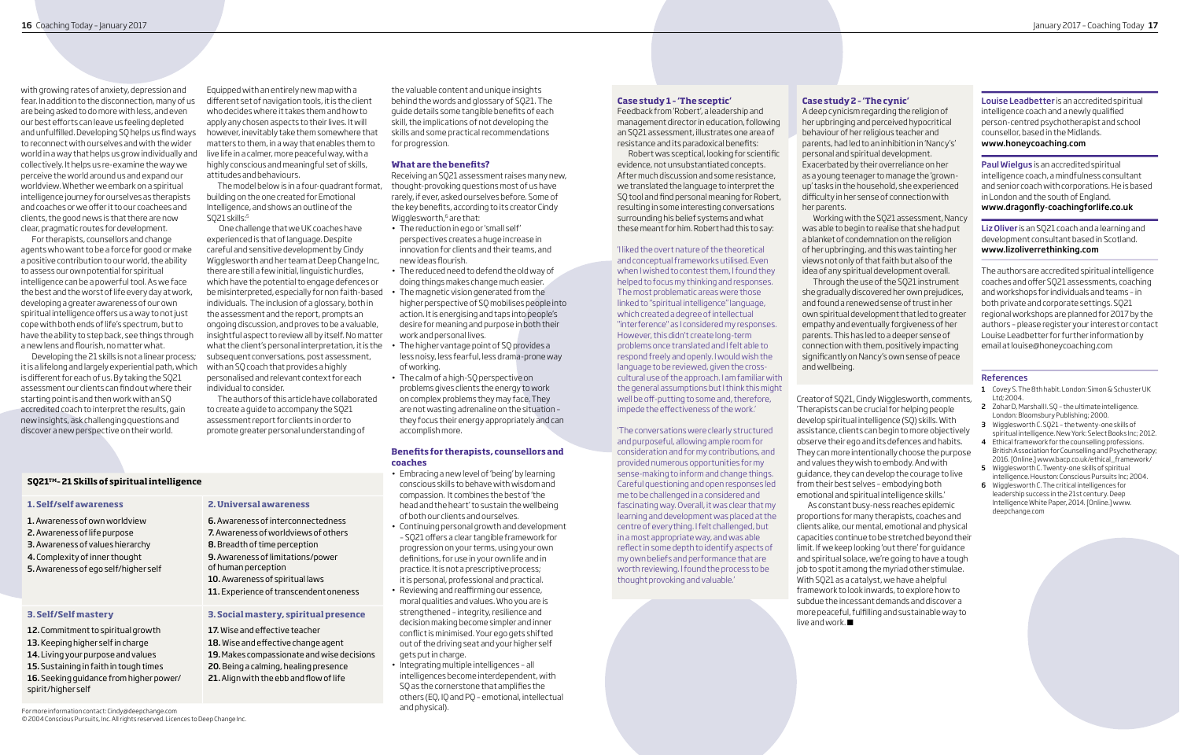with growing rates of anxiety, depression and fear. In addition to the disconnection, many of us are being asked to do more with less, and even our best efforts can leave us feeling depleted and unfulfilled. Developing SQ helps us find ways to reconnect with ourselves and with the wider world in a way that helps us grow individually and collectively. It helps us re-examine the way we perceive the world around us and expand our worldview. Whether we embark on a spiritual intelligence journey for ourselves as therapists and coaches or we offer it to our coachees and clients, the good news is that there are now clear, pragmatic routes for development.

For therapists, counsellors and change agents who want to be a force for good or make a positive contribution to our world, the ability to assess our own potential for spiritual intelligence can be a powerful tool. As we face the best and the worst of life every day at work, developing a greater awareness of our own spiritual intelligence offers us a way to not just cope with both ends of life's spectrum, but to have the ability to step back, see things through a new lens and flourish, no matter what.

Developing the 21 skills is not a linear process; it is a lifelong and largely experiential path, which is different for each of us. By taking the SQ21 assessment our clients can find out where their starting point is and then work with an SQ accredited coach to interpret the results, gain new insights, ask challenging questions and discover a new perspective on their world.

Equipped with an entirely new map with a different set of navigation tools, it is the client who decides where it takes them and how to apply any chosen aspects to their lives. It will however, inevitably take them somewhere that matters to them, in a way that enables them to live life in a calmer, more peaceful way, with a highly conscious and meaningful set of skills, attitudes and behaviours.

The model below is in a four-quadrant format, building on the one created for Emotional Intelligence, and shows an outline of the SQ21 skills:[5]

One challenge that we UK coaches have experienced is that of language. Despite careful and sensitive development by Cindy Wigglesworth and her team at Deep Change Inc, there are still a few initial, linguistic hurdles, which have the potential to engage defences or be misinterpreted, especially for non faith-based individuals. The inclusion of a glossary, both in the assessment and the report, prompts an ongoing discussion, and proves to be a valuable, insightful aspect to review all by itself. No matter what the client's personal interpretation, it is the subsequent conversations, post assessment, with an SQ coach that provides a highly personalised and relevant context for each individual to consider.

The authors of this article have collaborated to create a guide to accompany the SQ21 assessment report for clients in order to promote greater personal understanding of the valuable content and unique insights behind the words and glossary of SQ21. The guide details some tangible benefits of each skill, the implications of not developing the skills and some practical recommendations for progression.

### SQ21™ – 21 Skills of spiritual intelligence

**1. Self/self awareness**

1. Awareness of own worldview
2. Awareness of life purpose
3. Awareness of values hierarchy
4. Complexity of inner thought
5. Awareness of ego self/higher self

**2. Universal awareness**

6. Awareness of interconnectedness
7. Awareness of worldviews of others
8. Breadth of time perception
9. Awareness of limitations/power of human perception
10. Awareness of spiritual laws
11. Experience of transcendent oneness

**3. Self/Self mastery**

12. Commitment to spiritual growth
13. Keeping higher self in charge
14. Living your purpose and values
15. Sustaining in faith in tough times
16. Seeking guidance from higher power/spirit/higher self

**3. Social mastery, spiritual presence**

17. Wise and effective teacher
18. Wise and effective change agent
19. Makes compassionate and wise decisions
20. Being a calming, healing presence
21. Align with the ebb and flow of life

For more information contact: Cindy@deepchange.com
© 2004 Conscious Pursuits, Inc. All rights reserved. Licences to Deep Change Inc.

### What are the benefits?

Receiving an SQ21 assessment raises many new, thought-provoking questions most of us have rarely, if ever, asked ourselves before. Some of the key benefits, according to its creator Cindy Wigglesworth,[6] are that:

- The reduction in ego or 'small self' perspectives creates a huge increase in innovation for clients and their teams, and new ideas flourish.
- The reduced need to defend the old way of doing things makes change much easier.
- The magnetic vision generated from the higher perspective of SQ mobilises people into action. It is energising and taps into people's desire for meaning and purpose in both their work and personal lives.
- The higher vantage point of SQ provides a less noisy, less fearful, less drama-prone way of working.
- The calm of a high-SQ perspective on problems gives clients the energy to work on complex problems they may face. They are not wasting adrenaline on the situation – they focus their energy appropriately and can accomplish more.

### Benefits for therapists, counsellors and coaches

- Embracing a new level of 'being' by learning conscious skills to behave with wisdom and compassion. It combines the best of 'the head and the heart' to sustain the wellbeing of both our clients and ourselves.
- Continuing personal growth and development – SQ21 offers a clear tangible framework for progression on your terms, using your own definitions, for use in your own life and in practice. It is not a prescriptive process; it is personal, professional and practical.
- Reviewing and reaffirming our essence, moral qualities and values. Who you are is strengthened – integrity, resilience and decision making become simpler and inner conflict is minimised. Your ego gets shifted out of the driving seat and your higher self gets put in charge.
- Integrating multiple intelligences – all intelligences become interdependent, with SQ as the cornerstone that amplifies the others (EQ, IQ and PQ – emotional, intellectual and physical).

### Case study 1 – 'The sceptic'

Feedback from 'Robert', a leadership and management director in education, following an SQ21 assessment, illustrates one area of resistance and its paradoxical benefits:

Robert was sceptical, looking for scientific evidence, not unsubstantiated concepts. After much discussion and some resistance, we translated the language to interpret the SQ tool and find personal meaning for Robert, resulting in some interesting conversations surrounding his belief systems and what these meant for him. Robert had this to say:

'I liked the overt nature of the theoretical and conceptual frameworks utilised. Even when I wished to contest them, I found they helped to focus my thinking and responses. The most problematic areas were those linked to "spiritual intelligence" language, which created a degree of intellectual "interference" as I considered my responses. However, this didn't create long-term problems once translated and I felt able to respond freely and openly. I would wish the language to be reviewed, given the cross-cultural use of the approach. I am familiar with the general assumptions but I think this might well be off-putting to some and, therefore, impede the effectiveness of the work.'

'The conversations were clearly structured and purposeful, allowing ample room for consideration and for my contributions, and provided numerous opportunities for my sense-making to inform and change things. Careful questioning and open responses led me to be challenged in a considered and fascinating way. Overall, it was clear that my learning and development was placed at the centre of everything. I felt challenged, but in a most appropriate way, and was able reflect in some depth to identify aspects of my own beliefs and performance that are worth reviewing. I found the process to be thought provoking and valuable.'

### Case study 2 – 'The cynic'

A deep cynicism regarding the religion of her upbringing and perceived hypocritical behaviour of her religious teacher and parents, had led to an inhibition in 'Nancy's' personal and spiritual development. Exacerbated by their overreliance on her as a young teenager to manage the 'grown-up' tasks in the household, she experienced difficulty in her sense of connection with her parents.

Working with the SQ21 assessment, Nancy was able to begin to realise that she had put a blanket of condemnation on the religion of her upbringing, and this was tainting her views not only of that faith but also of the idea of any spiritual development overall.

Through the use of the SQ21 instrument she gradually discovered her own prejudices, and found a renewed sense of trust in her own spiritual development that led to greater empathy and eventually forgiveness of her parents. This has led to a deeper sense of connection with them, positively impacting significantly on Nancy's own sense of peace and wellbeing.

Creator of SQ21, Cindy Wigglesworth, comments, 'Therapists can be crucial for helping people develop spiritual intelligence (SQ) skills. With assistance, clients can begin to more objectively observe their ego and its defences and habits. They can more intentionally choose the purpose and values they wish to embody. And with guidance, they can develop the courage to live from their best selves – embodying both emotional and spiritual intelligence skills.'

As constant busy-ness reaches epidemic proportions for many therapists, coaches and clients alike, our mental, emotional and physical capacities continue to be stretched beyond their limit. If we keep looking 'out there' for guidance and spiritual solace, we're going to have a tough job to spot it among the myriad other stimulae. With SQ21 as a catalyst, we have a helpful framework to look inwards, to explore how to subdue the incessant demands and discover a more peaceful, fulfilling and sustainable way to live and work. ■

**Louise Leadbetter** is an accredited spiritual intelligence coach and a newly qualified person-centred psychotherapist and school counsellor, based in the Midlands.
**www.honeycoaching.com**

**Paul Wielgus** is an accredited spiritual intelligence coach, a mindfulness consultant and senior coach with corporations. He is based in London and the south of England.
**www.dragonfly-coachingforlife.co.uk**

**Liz Oliver** is an SQ21 coach and a learning and development consultant based in Scotland.
**www.lizoliverrethinking.com**

The authors are accredited spiritual intelligence coaches and offer SQ21 assessments, coaching and workshops for individuals and teams – in both private and corporate settings. SQ21 regional workshops are planned for 2017 by the authors – please register your interest or contact Louise Leadbetter for further information by email at louise@honeycoaching.com

### References

1. Covey S. The 8th habit. London: Simon & Schuster UK Ltd; 2004.
2. Zohar D, Marshall I. SQ – the ultimate intelligence. London: Bloomsbury Publishing; 2000.
3. Wigglesworth C. SQ21 – the twenty-one skills of spiritual intelligence. New York: Select Books Inc; 2012.
4. Ethical framework for the counselling professions. British Association for Counselling and Psychotherapy; 2016. [Online.] www.bacp.co.uk/ethical_framework/
5. Wigglesworth C. Twenty-one skills of spiritual intelligence. Houston: Conscious Pursuits Inc; 2004.
6. Wigglesworth C. The critical intelligences for leadership success in the 21st century. Deep Intelligence White Paper, 2014. [Online.] www.deepchange.com